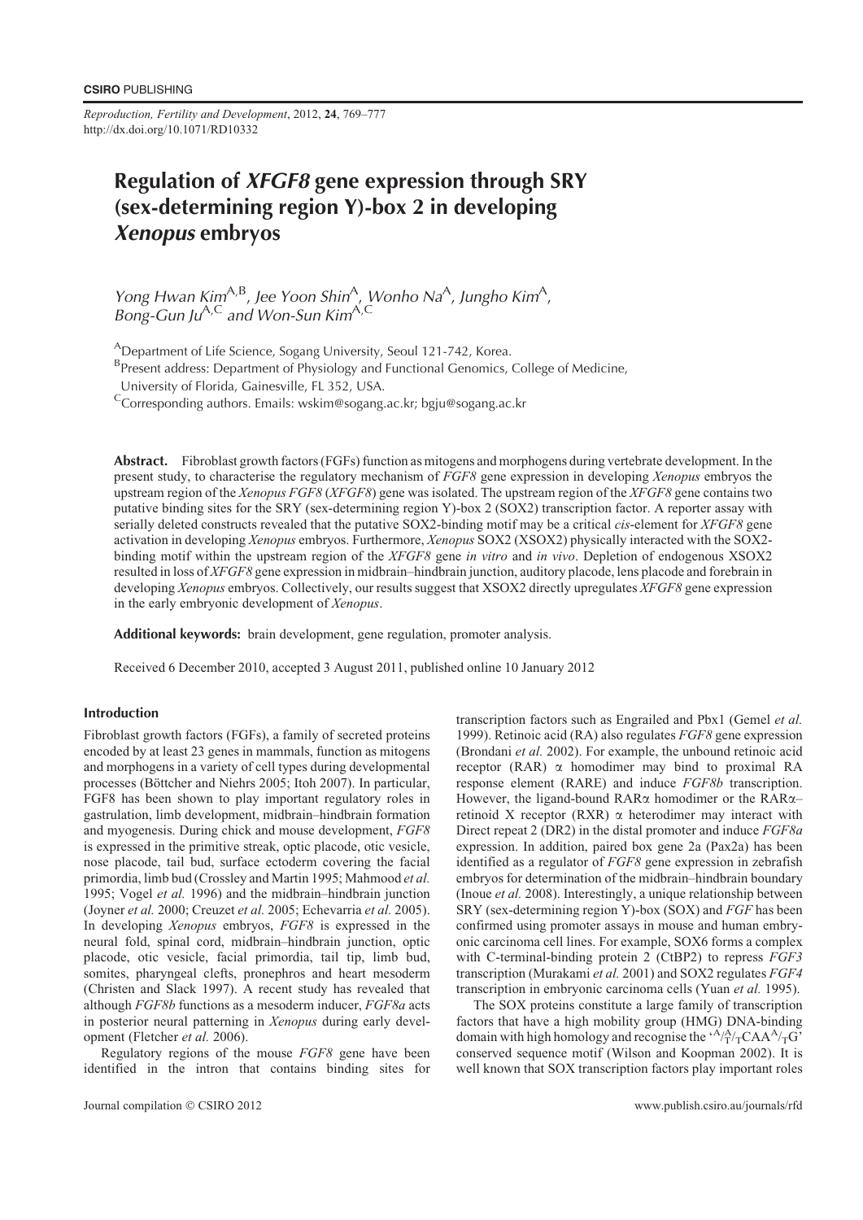CSIRO PUBLISHING

*Reproduction, Fertility and Development*, 2012, **24**, 769–777
http://dx.doi.org/10.1071/RD10332

# Regulation of *XFGF8* gene expression through SRY (sex-determining region Y)-box 2 in developing *Xenopus* embryos

*Yong Hwan Kim*[A,B], *Jee Yoon Shin*[A], *Wonho Na*[A], *Jungho Kim*[A], *Bong-Gun Ju*[A,C] *and Won-Sun Kim*[A,C]

[A]Department of Life Science, Sogang University, Seoul 121-742, Korea.

[B]Present address: Department of Physiology and Functional Genomics, College of Medicine, University of Florida, Gainesville, FL 352, USA.

[C]Corresponding authors. Emails: wskim@sogang.ac.kr; bgju@sogang.ac.kr

**Abstract.** Fibroblast growth factors (FGFs) function as mitogens and morphogens during vertebrate development. In the present study, to characterise the regulatory mechanism of *FGF8* gene expression in developing *Xenopus* embryos the upstream region of the *Xenopus FGF8* (*XFGF8*) gene was isolated. The upstream region of the *XFGF8* gene contains two putative binding sites for the SRY (sex-determining region Y)-box 2 (SOX2) transcription factor. A reporter assay with serially deleted constructs revealed that the putative SOX2-binding motif may be a critical *cis*-element for *XFGF8* gene activation in developing *Xenopus* embryos. Furthermore, *Xenopus* SOX2 (XSOX2) physically interacted with the SOX2-binding motif within the upstream region of the *XFGF8* gene *in vitro* and *in vivo*. Depletion of endogenous XSOX2 resulted in loss of *XFGF8* gene expression in midbrain–hindbrain junction, auditory placode, lens placode and forebrain in developing *Xenopus* embryos. Collectively, our results suggest that XSOX2 directly upregulates *XFGF8* gene expression in the early embryonic development of *Xenopus*.

**Additional keywords:** brain development, gene regulation, promoter analysis.

Received 6 December 2010, accepted 3 August 2011, published online 10 January 2012

## Introduction

Fibroblast growth factors (FGFs), a family of secreted proteins encoded by at least 23 genes in mammals, function as mitogens and morphogens in a variety of cell types during developmental processes (Böttcher and Niehrs 2005; Itoh 2007). In particular, FGF8 has been shown to play important regulatory roles in gastrulation, limb development, midbrain–hindbrain formation and myogenesis. During chick and mouse development, *FGF8* is expressed in the primitive streak, optic placode, otic vesicle, nose placode, tail bud, surface ectoderm covering the facial primordia, limb bud (Crossley and Martin 1995; Mahmood *et al.* 1995; Vogel *et al.* 1996) and the midbrain–hindbrain junction (Joyner *et al.* 2000; Creuzet *et al.* 2005; Echevarria *et al.* 2005). In developing *Xenopus* embryos, *FGF8* is expressed in the neural fold, spinal cord, midbrain–hindbrain junction, optic placode, otic vesicle, facial primordia, tail tip, limb bud, somites, pharyngeal clefts, pronephros and heart mesoderm (Christen and Slack 1997). A recent study has revealed that although *FGF8b* functions as a mesoderm inducer, *FGF8a* acts in posterior neural patterning in *Xenopus* during early development (Fletcher *et al.* 2006).

Regulatory regions of the mouse *FGF8* gene have been identified in the intron that contains binding sites for transcription factors such as Engrailed and Pbx1 (Gemel *et al.* 1999). Retinoic acid (RA) also regulates *FGF8* gene expression (Brondani *et al.* 2002). For example, the unbound retinoic acid receptor (RAR) α homodimer may bind to proximal RA response element (RARE) and induce *FGF8b* transcription. However, the ligand-bound RARα homodimer or the RARα–retinoid X receptor (RXR) α heterodimer may interact with Direct repeat 2 (DR2) in the distal promoter and induce *FGF8a* expression. In addition, paired box gene 2a (Pax2a) has been identified as a regulator of *FGF8* gene expression in zebrafish embryos for determination of the midbrain–hindbrain boundary (Inoue *et al.* 2008). Interestingly, a unique relationship between SRY (sex-determining region Y)-box (SOX) and *FGF* has been confirmed using promoter assays in mouse and human embryonic carcinoma cell lines. For example, SOX6 forms a complex with C-terminal-binding protein 2 (CtBP2) to repress *FGF3* transcription (Murakami *et al.* 2001) and SOX2 regulates *FGF4* transcription in embryonic carcinoma cells (Yuan *et al.* 1995).

The SOX proteins constitute a large family of transcription factors that have a high mobility group (HMG) DNA-binding domain with high homology and recognise the '$^{A}/_{T}{}^{A}/_{T}$CAA$^{A}/_{T}$G' conserved sequence motif (Wilson and Koopman 2002). It is well known that SOX transcription factors play important roles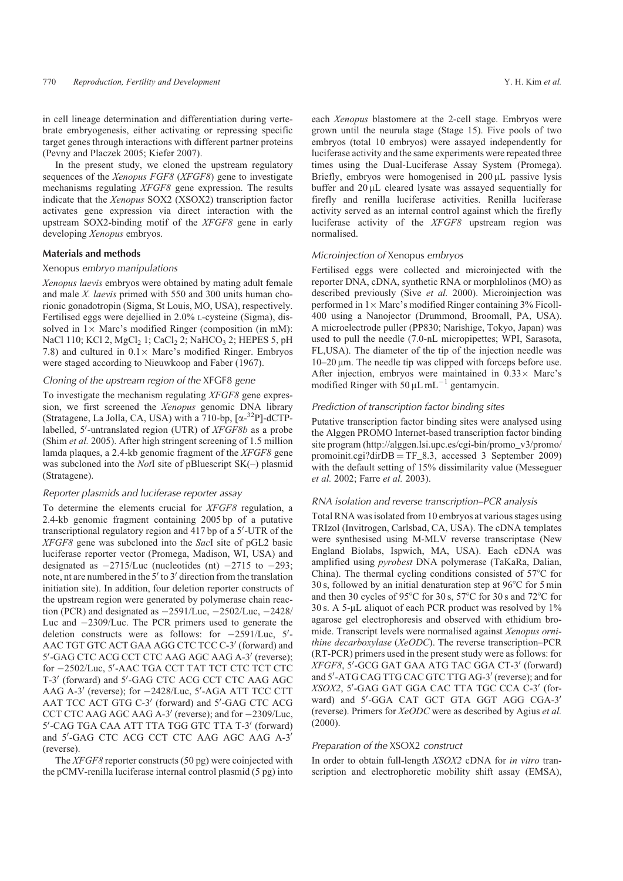in cell lineage determination and differentiation during vertebrate embryogenesis, either activating or repressing specific target genes through interactions with different partner proteins (Pevny and Placzek 2005; Kiefer 2007).

In the present study, we cloned the upstream regulatory sequences of the *Xenopus FGF8* (*XFGF8*) gene to investigate mechanisms regulating *XFGF8* gene expression. The results indicate that the *Xenopus* SOX2 (XSOX2) transcription factor activates gene expression via direct interaction with the upstream SOX2-binding motif of the *XFGF8* gene in early developing *Xenopus* embryos.

## Materials and methods

### *Xenopus* embryo manipulations

*Xenopus laevis* embryos were obtained by mating adult female and male *X. laevis* primed with 550 and 300 units human chorionic gonadotrophin (Sigma, St Louis, MO, USA), respectively. Fertilised eggs were dejellied in 2.0% L-cysteine (Sigma), dissolved in 1× Marc's modified Ringer (composition (in mM): NaCl 110; KCl 2, $MgCl_2$ 1; $CaCl_2$ 2; $NaHCO_3$ 2; HEPES 5, pH 7.8) and cultured in 0.1× Marc's modified Ringer. Embryos were staged according to Nieuwkoop and Faber (1967).

### Cloning of the upstream region of the *XFGF8* gene

To investigate the mechanism regulating *XFGF8* gene expression, we first screened the *Xenopus* genomic DNA library (Stratagene, La Jolla, CA, USA) with a 710-bp, [$\alpha$-$^{32}$P]-dCTP-labelled, 5′-untranslated region (UTR) of *XFGF8b* as a probe (Shim *et al.* 2005). After high stringent screening of 1.5 million lamda plaques, a 2.4-kb genomic fragment of the *XFGF8* gene was subcloned into the *Not*I site of pBluescript SK(–) plasmid (Stratagene).

### Reporter plasmids and luciferase reporter assay

To determine the elements crucial for *XFGF8* regulation, a 2.4-kb genomic fragment containing 2005 bp of a putative transcriptional regulatory region and 417 bp of a 5′-UTR of the *XFGF8* gene was subcloned into the *Sac*I site of pGL2 basic luciferase reporter vector (Promega, Madison, WI, USA) and designated as −2715/Luc (nucleotides (nt) −2715 to −293; note, nt are numbered in the 5′ to 3′ direction from the translation initiation site). In addition, four deletion reporter constructs of the upstream region were generated by polymerase chain reaction (PCR) and designated as −2591/Luc, −2502/Luc, −2428/Luc and −2309/Luc. The PCR primers used to generate the deletion constructs were as follows: for −2591/Luc, 5′-AAC TGT GTC ACT GAA AGG CTC TCC C-3′ (forward) and 5′-GAG CTC ACG CCT CTC AAG AGC AAG A-3′ (reverse); for −2502/Luc, 5′-AAC TGA CCT TAT TCT CTC TCT CTC T-3′ (forward) and 5′-GAG CTC ACG CCT CTC AAG AGC AAG A-3′ (reverse); for −2428/Luc, 5′-AGA ATT TCC CTT AAT TCC ACT GTG C-3′ (forward) and 5′-GAG CTC ACG CCT CTC AAG AGC AAG A-3′ (reverse); and for −2309/Luc, 5′-CAG TGA CAA ATT TTA TGG GTC TTA T-3′ (forward) and 5′-GAG CTC ACG CCT CTC AAG AGC AAG A-3′ (reverse).

The *XFGF8* reporter constructs (50 pg) were coinjected with the pCMV-renilla luciferase internal control plasmid (5 pg) into each *Xenopus* blastomere at the 2-cell stage. Embryos were grown until the neurula stage (Stage 15). Five pools of two embryos (total 10 embryos) were assayed independently for luciferase activity and the same experiments were repeated three times using the Dual-Luciferase Assay System (Promega). Briefly, embryos were homogenised in 200 μL passive lysis buffer and 20 μL cleared lysate was assayed sequentially for firefly and renilla luciferase activities. Renilla luciferase activity served as an internal control against which the firefly luciferase activity of the *XFGF8* upstream region was normalised.

### Microinjection of *Xenopus* embryos

Fertilised eggs were collected and microinjected with the reporter DNA, cDNA, synthetic RNA or morphlolinos (MO) as described previously (Sive *et al.* 2000). Microinjection was performed in 1× Marc's modified Ringer containing 3% Ficoll-400 using a Nanojector (Drummond, Broomall, PA, USA). A microelectrode puller (PP830; Narishige, Tokyo, Japan) was used to pull the needle (7.0-nL micropipettes; WPI, Sarasota, FL,USA). The diameter of the tip of the injection needle was 10–20 μm. The needle tip was clipped with forceps before use. After injection, embryos were maintained in 0.33× Marc's modified Ringer with 50 μL $mL^{-1}$ gentamycin.

### Prediction of transcription factor binding sites

Putative transcription factor binding sites were analysed using the Alggen PROMO Internet-based transcription factor binding site program (http://alggen.lsi.upc.es/cgi-bin/promo_v3/promo/promoinit.cgi?dirDB = TF_8.3, accessed 3 September 2009) with the default setting of 15% dissimilarity value (Messeguer *et al.* 2002; Farre *et al.* 2003).

### RNA isolation and reverse transcription–PCR analysis

Total RNA was isolated from 10 embryos at various stages using TRIzol (Invitrogen, Carlsbad, CA, USA). The cDNA templates were synthesised using M-MLV reverse transcriptase (New England Biolabs, Ispwich, MA, USA). Each cDNA was amplified using *pyrobest* DNA polymerase (TaKaRa, Dalian, China). The thermal cycling conditions consisted of 57°C for 30 s, followed by an initial denaturation step at 96°C for 5 min and then 30 cycles of 95°C for 30 s, 57°C for 30 s and 72°C for 30 s. A 5-μL aliquot of each PCR product was resolved by 1% agarose gel electrophoresis and observed with ethidium bromide. Transcript levels were normalised against *Xenopus ornithine decarboxylase* (*XeODC*). The reverse transcription–PCR (RT-PCR) primers used in the present study were as follows: for *XFGF8*, 5′-GCG GAT GAA ATG TAC GGA CT-3′ (forward) and 5′-ATG CAG TTG CAC GTC TTG AG-3′ (reverse); and for *XSOX2*, 5′-GAG GAT GGA CAC TTA TGC CCA C-3′ (forward) and 5′-GGA CAT GCT GTA GGT AGG CGA-3′ (reverse). Primers for *XeODC* were as described by Agius *et al.* (2000).

### Preparation of the XSOX2 construct

In order to obtain full-length *XSOX2* cDNA for *in vitro* transcription and electrophoretic mobility shift assay (EMSA),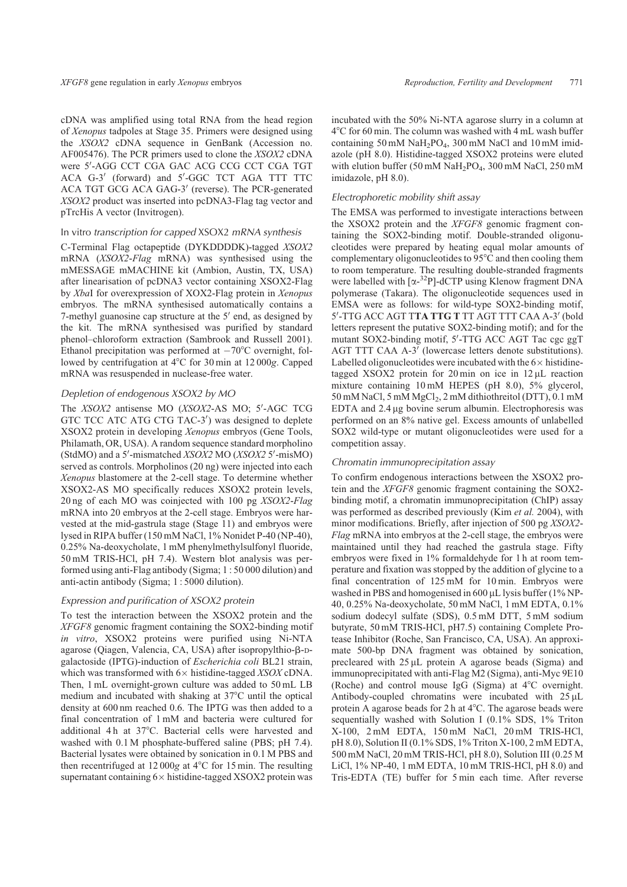cDNA was amplified using total RNA from the head region of *Xenopus* tadpoles at Stage 35. Primers were designed using the *XSOX2* cDNA sequence in GenBank (Accession no. AF005476). The PCR primers used to clone the *XSOX2* cDNA were 5′-AGG CCT CGA GAC ACG CCG CCT CGA TGT ACA G-3′ (forward) and 5′-GGC TCT AGA TTT TTC ACA TGT GCG ACA GAG-3′ (reverse). The PCR-generated *XSOX2* product was inserted into pcDNA3-Flag tag vector and pTrcHis A vector (Invitrogen).

### *In vitro transcription for capped XSOX2 mRNA synthesis*

C-Terminal Flag octapeptide (DYKDDDDK)-tagged *XSOX2* mRNA (*XSOX2-Flag* mRNA) was synthesised using the mMESSAGE mMACHINE kit (Ambion, Austin, TX, USA) after linearisation of pcDNA3 vector containing XSOX2-Flag by *Xba*I for overexpression of XOX2-Flag protein in *Xenopus* embryos. The mRNA synthesised automatically contains a 7-methyl guanosine cap structure at the 5′ end, as designed by the kit. The mRNA synthesised was purified by standard phenol–chloroform extraction (Sambrook and Russell 2001). Ethanol precipitation was performed at −70°C overnight, followed by centrifugation at 4°C for 30 min at 12 000*g*. Capped mRNA was resuspended in nuclease-free water.

### *Depletion of endogenous XSOX2 by MO*

The *XSOX2* antisense MO (*XSOX2*-AS MO; 5′-AGC TCG GTC TCC ATC ATG CTG TAC-3′) was designed to deplete XSOX2 protein in developing *Xenopus* embryos (Gene Tools, Philamath, OR, USA). A random sequence standard morpholino (StdMO) and a 5′-mismatched *XSOX2* MO (*XSOX2* 5′-misMO) served as controls. Morpholinos (20 ng) were injected into each *Xenopus* blastomere at the 2-cell stage. To determine whether XSOX2-AS MO specifically reduces XSOX2 protein levels, 20 ng of each MO was coinjected with 100 pg *XSOX2-Flag* mRNA into 20 embryos at the 2-cell stage. Embryos were harvested at the mid-gastrula stage (Stage 11) and embryos were lysed in RIPA buffer (150 mM NaCl, 1% Nonidet P-40 (NP-40), 0.25% Na-deoxycholate, 1 mM phenylmethylsulfonyl fluoride, 50 mM TRIS-HCl, pH 7.4). Western blot analysis was performed using anti-Flag antibody (Sigma; 1 : 50 000 dilution) and anti-actin antibody (Sigma; 1 : 5000 dilution).

### *Expression and purification of XSOX2 protein*

To test the interaction between the XSOX2 protein and the *XFGF8* genomic fragment containing the SOX2-binding motif *in vitro*, XSOX2 proteins were purified using Ni-NTA agarose (Qiagen, Valencia, CA, USA) after isopropylthio-β-D-galactoside (IPTG)-induction of *Escherichia coli* BL21 strain, which was transformed with 6× histidine-tagged *XSOX* cDNA. Then, 1 mL overnight-grown culture was added to 50 mL LB medium and incubated with shaking at 37°C until the optical density at 600 nm reached 0.6. The IPTG was then added to a final concentration of 1 mM and bacteria were cultured for additional 4 h at 37°C. Bacterial cells were harvested and washed with 0.1 M phosphate-buffered saline (PBS; pH 7.4). Bacterial lysates were obtained by sonication in 0.1 M PBS and then recentrifuged at 12 000*g* at 4°C for 15 min. The resulting supernatant containing 6× histidine-tagged XSOX2 protein was incubated with the 50% Ni-NTA agarose slurry in a column at 4°C for 60 min. The column was washed with 4 mL wash buffer containing 50 mM $NaH_2PO_4$, 300 mM NaCl and 10 mM imidazole (pH 8.0). Histidine-tagged XSOX2 proteins were eluted with elution buffer (50 mM $NaH_2PO_4$, 300 mM NaCl, 250 mM imidazole, pH 8.0).

### *Electrophoretic mobility shift assay*

The EMSA was performed to investigate interactions between the XSOX2 protein and the *XFGF8* genomic fragment containing the SOX2-binding motif. Double-stranded oligonucleotides were prepared by heating equal molar amounts of complementary oligonucleotides to 95°C and then cooling them to room temperature. The resulting double-stranded fragments were labelled with [α-$^{32}$P]-dCTP using Klenow fragment DNA polymerase (Takara). The oligonucleotide sequences used in EMSA were as follows: for wild-type SOX2-binding motif, 5′-TTG ACC AGT T**TA TTG T** TT AGT TTT CAA A-3′ (bold letters represent the putative SOX2-binding motif); and for the mutant SOX2-binding motif, 5′-TTG ACC AGT Tac cgc ggT AGT TTT CAA A-3′ (lowercase letters denote substitutions). Labelled oligonucleotides were incubated with the 6× histidine-tagged XSOX2 protein for 20 min on ice in 12 μL reaction mixture containing 10 mM HEPES (pH 8.0), 5% glycerol, 50 mM NaCl, 5 mM $MgCl_2$, 2 mM dithiothreitol (DTT), 0.1 mM EDTA and 2.4 μg bovine serum albumin. Electrophoresis was performed on an 8% native gel. Excess amounts of unlabelled SOX2 wild-type or mutant oligonucleotides were used for a competition assay.

### *Chromatin immunoprecipitation assay*

To confirm endogenous interactions between the XSOX2 protein and the *XFGF8* genomic fragment containing the SOX2-binding motif, a chromatin immunoprecipitation (ChIP) assay was performed as described previously (Kim *et al.* 2004), with minor modifications. Briefly, after injection of 500 pg *XSOX2-Flag* mRNA into embryos at the 2-cell stage, the embryos were maintained until they had reached the gastrula stage. Fifty embryos were fixed in 1% formaldehyde for 1 h at room temperature and fixation was stopped by the addition of glycine to a final concentration of 125 mM for 10 min. Embryos were washed in PBS and homogenised in 600 μL lysis buffer (1% NP-40, 0.25% Na-deoxycholate, 50 mM NaCl, 1 mM EDTA, 0.1% sodium dodecyl sulfate (SDS), 0.5 mM DTT, 5 mM sodium butyrate, 50 mM TRIS-HCl, pH7.5) containing Complete Protease Inhibitor (Roche, San Francisco, CA, USA). An approximate 500-bp DNA fragment was obtained by sonication, precleared with 25 μL protein A agarose beads (Sigma) and immunoprecipitated with anti-Flag M2 (Sigma), anti-Myc 9E10 (Roche) and control mouse IgG (Sigma) at 4°C overnight. Antibody-coupled chromatins were incubated with 25 μL protein A agarose beads for 2 h at 4°C. The agarose beads were sequentially washed with Solution I (0.1% SDS, 1% Triton X-100, 2 mM EDTA, 150 mM NaCl, 20 mM TRIS-HCl, pH 8.0), Solution II (0.1% SDS, 1% Triton X-100, 2 mM EDTA, 500 mM NaCl, 20 mM TRIS-HCl, pH 8.0), Solution III (0.25 M LiCl, 1% NP-40, 1 mM EDTA, 10 mM TRIS-HCl, pH 8.0) and Tris-EDTA (TE) buffer for 5 min each time. After reverse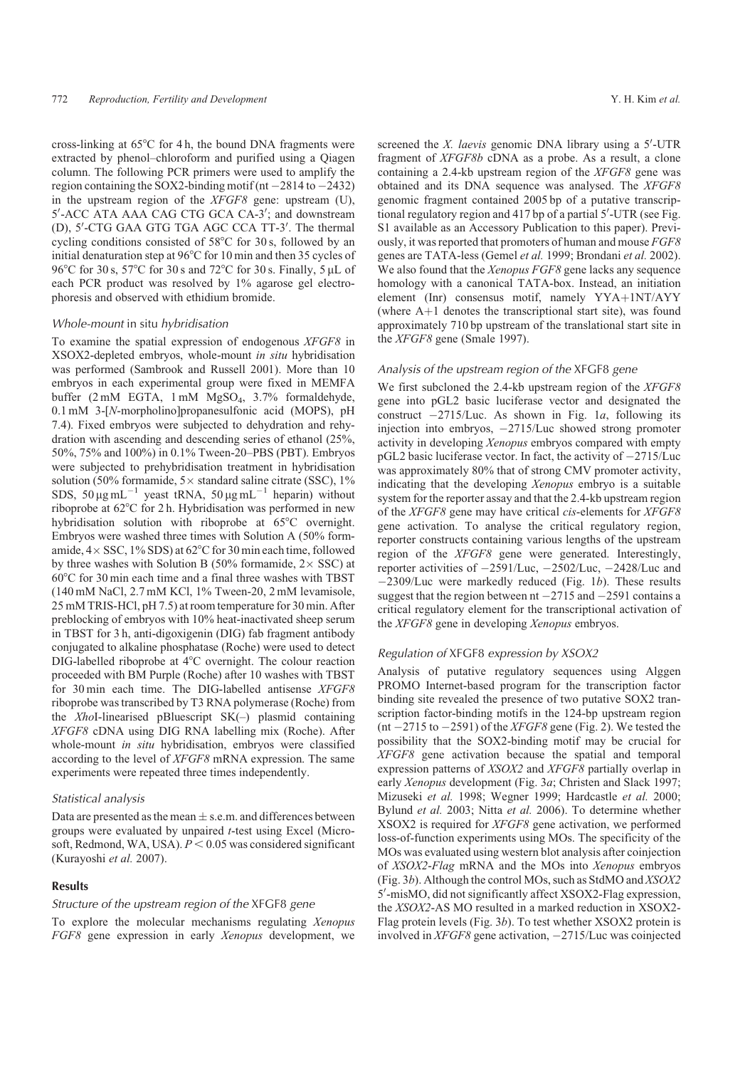cross-linking at 65°C for 4 h, the bound DNA fragments were extracted by phenol–chloroform and purified using a Qiagen column. The following PCR primers were used to amplify the region containing the SOX2-binding motif (nt −2814 to −2432) in the upstream region of the *XFGF8* gene: upstream (U), 5′-ACC ATA AAA CAG CTG GCA CA-3′; and downstream (D), 5′-CTG GAA GTG TGA AGC CCA TT-3′. The thermal cycling conditions consisted of 58°C for 30 s, followed by an initial denaturation step at 96°C for 10 min and then 35 cycles of 96°C for 30 s, 57°C for 30 s and 72°C for 30 s. Finally, 5 μL of each PCR product was resolved by 1% agarose gel electrophoresis and observed with ethidium bromide.

### *Whole-mount* in situ *hybridisation*

To examine the spatial expression of endogenous *XFGF8* in XSOX2-depleted embryos, whole-mount *in situ* hybridisation was performed (Sambrook and Russell 2001). More than 10 embryos in each experimental group were fixed in MEMFA buffer (2 mM EGTA, 1 mM $MgSO_4$, 3.7% formaldehyde, 0.1 mM 3-[*N*-morpholino]propanesulfonic acid (MOPS), pH 7.4). Fixed embryos were subjected to dehydration and rehydration with ascending and descending series of ethanol (25%, 50%, 75% and 100%) in 0.1% Tween-20–PBS (PBT). Embryos were subjected to prehybridisation treatment in hybridisation solution (50% formamide, 5× standard saline citrate (SSC), 1% SDS, 50 μg $mL^{-1}$ yeast tRNA, 50 μg $mL^{-1}$ heparin) without riboprobe at 62°C for 2 h. Hybridisation was performed in new hybridisation solution with riboprobe at 65°C overnight. Embryos were washed three times with Solution A (50% formamide, 4× SSC, 1% SDS) at 62°C for 30 min each time, followed by three washes with Solution B (50% formamide, 2× SSC) at 60°C for 30 min each time and a final three washes with TBST (140 mM NaCl, 2.7 mM KCl, 1% Tween-20, 2 mM levamisole, 25 mM TRIS-HCl, pH 7.5) at room temperature for 30 min. After preblocking of embryos with 10% heat-inactivated sheep serum in TBST for 3 h, anti-digoxigenin (DIG) fab fragment antibody conjugated to alkaline phosphatase (Roche) were used to detect DIG-labelled riboprobe at 4°C overnight. The colour reaction proceeded with BM Purple (Roche) after 10 washes with TBST for 30 min each time. The DIG-labelled antisense *XFGF8* riboprobe was transcribed by T3 RNA polymerase (Roche) from the *Xho*I-linearised pBluescript SK(–) plasmid containing *XFGF8* cDNA using DIG RNA labelling mix (Roche). After whole-mount *in situ* hybridisation, embryos were classified according to the level of *XFGF8* mRNA expression. The same experiments were repeated three times independently.

### *Statistical analysis*

Data are presented as the mean ± s.e.m. and differences between groups were evaluated by unpaired *t*-test using Excel (Microsoft, Redmond, WA, USA). $P < 0.05$ was considered significant (Kurayoshi *et al.* 2007).

## Results

### *Structure of the upstream region of the* XFGF8 *gene*

To explore the molecular mechanisms regulating *Xenopus FGF8* gene expression in early *Xenopus* development, we screened the *X. laevis* genomic DNA library using a 5′-UTR fragment of *XFGF8b* cDNA as a probe. As a result, a clone containing a 2.4-kb upstream region of the *XFGF8* gene was obtained and its DNA sequence was analysed. The *XFGF8* genomic fragment contained 2005 bp of a putative transcriptional regulatory region and 417 bp of a partial 5′-UTR (see Fig. S1 available as an Accessory Publication to this paper). Previously, it was reported that promoters of human and mouse *FGF8* genes are TATA-less (Gemel *et al.* 1999; Brondani *et al.* 2002). We also found that the *Xenopus FGF8* gene lacks any sequence homology with a canonical TATA-box. Instead, an initiation element (Inr) consensus motif, namely YYA+1NT/AYY (where A+1 denotes the transcriptional start site), was found approximately 710 bp upstream of the translational start site in the *XFGF8* gene (Smale 1997).

### *Analysis of the upstream region of the* XFGF8 *gene*

We first subcloned the 2.4-kb upstream region of the *XFGF8* gene into pGL2 basic luciferase vector and designated the construct −2715/Luc. As shown in Fig. 1*a*, following its injection into embryos, −2715/Luc showed strong promoter activity in developing *Xenopus* embryos compared with empty pGL2 basic luciferase vector. In fact, the activity of −2715/Luc was approximately 80% that of strong CMV promoter activity, indicating that the developing *Xenopus* embryo is a suitable system for the reporter assay and that the 2.4-kb upstream region of the *XFGF8* gene may have critical *cis*-elements for *XFGF8* gene activation. To analyse the critical regulatory region, reporter constructs containing various lengths of the upstream region of the *XFGF8* gene were generated. Interestingly, reporter activities of −2591/Luc, −2502/Luc, −2428/Luc and −2309/Luc were markedly reduced (Fig. 1*b*). These results suggest that the region between nt −2715 and −2591 contains a critical regulatory element for the transcriptional activation of the *XFGF8* gene in developing *Xenopus* embryos.

### *Regulation of* XFGF8 *expression by XSOX2*

Analysis of putative regulatory sequences using Alggen PROMO Internet-based program for the transcription factor binding site revealed the presence of two putative SOX2 transcription factor-binding motifs in the 124-bp upstream region (nt −2715 to −2591) of the *XFGF8* gene (Fig. 2). We tested the possibility that the SOX2-binding motif may be crucial for *XFGF8* gene activation because the spatial and temporal expression patterns of *XSOX2* and *XFGF8* partially overlap in early *Xenopus* development (Fig. 3*a*; Christen and Slack 1997; Mizuseki *et al.* 1998; Wegner 1999; Hardcastle *et al.* 2000; Bylund *et al.* 2003; Nitta *et al.* 2006). To determine whether XSOX2 is required for *XFGF8* gene activation, we performed loss-of-function experiments using MOs. The specificity of the MOs was evaluated using western blot analysis after coinjection of *XSOX2-Flag* mRNA and the MOs into *Xenopus* embryos (Fig. 3*b*). Although the control MOs, such as StdMO and *XSOX2* 5′-misMO, did not significantly affect XSOX2-Flag expression, the *XSOX2*-AS MO resulted in a marked reduction in XSOX2-Flag protein levels (Fig. 3*b*). To test whether XSOX2 protein is involved in *XFGF8* gene activation, −2715/Luc was coinjected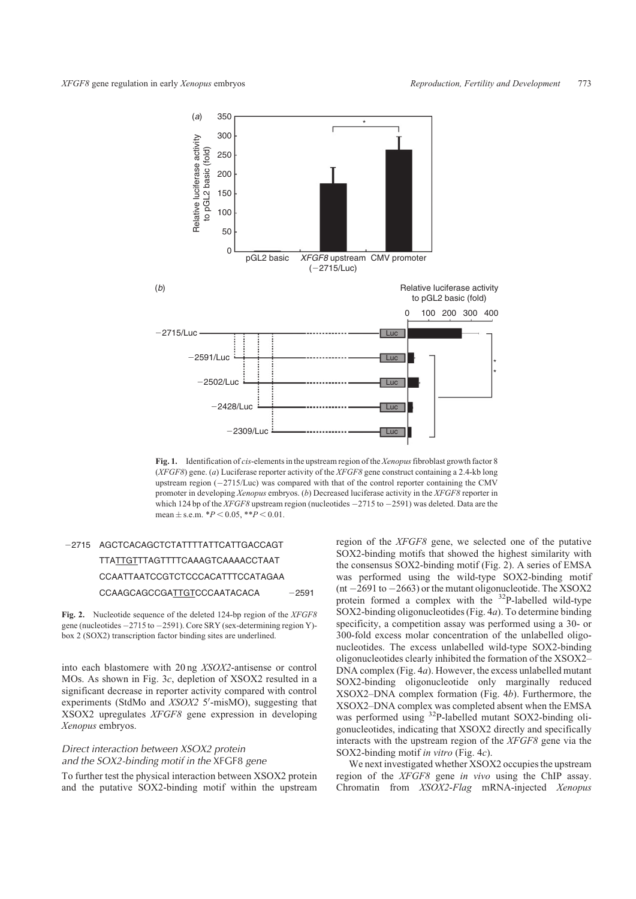**Fig. 1.** Identification of *cis*-elements in the upstream region of the *Xenopus* fibroblast growth factor 8 (*XFGF8*) gene. (*a*) Luciferase reporter activity of the *XFGF8* gene construct containing a 2.4-kb long upstream region (−2715/Luc) was compared with that of the control reporter containing the CMV promoter in developing *Xenopus* embryos. (*b*) Decreased luciferase activity in the *XFGF8* reporter in which 124 bp of the *XFGF8* upstream region (nucleotides −2715 to −2591) was deleted. Data are the mean ± s.e.m. $*P < 0.05$, $**P < 0.01$.

```
−2715  AGCTCACAGCTCTATTTTATTCATTGACCAGT
       TTATTGTTTAGTTTTCAAAGTCAAAACCTAAT
       CCAATTAATCCGTCTCCCACATTTCCATAGAA
       CCAAGCAGCCGATTGTCCCAATACACA          −2591
```

**Fig. 2.** Nucleotide sequence of the deleted 124-bp region of the *XFGF8* gene (nucleotides −2715 to −2591). Core SRY (sex-determining region Y)-box 2 (SOX2) transcription factor binding sites are underlined.

into each blastomere with 20 ng *XSOX2*-antisense or control MOs. As shown in Fig. 3*c*, depletion of XSOX2 resulted in a significant decrease in reporter activity compared with control experiments (StdMo and *XSOX2* 5′-misMO), suggesting that XSOX2 upregulates *XFGF8* gene expression in developing *Xenopus* embryos.

### *Direct interaction between XSOX2 protein and the SOX2-binding motif in the* XFGF8 *gene*

To further test the physical interaction between XSOX2 protein and the putative SOX2-binding motif within the upstream region of the *XFGF8* gene, we selected one of the putative SOX2-binding motifs that showed the highest similarity with the consensus SOX2-binding motif (Fig. 2). A series of EMSA was performed using the wild-type SOX2-binding motif (nt −2691 to −2663) or the mutant oligonucleotide. The XSOX2 protein formed a complex with the $^{32}$P-labelled wild-type SOX2-binding oligonucleotides (Fig. 4*a*). To determine binding specificity, a competition assay was performed using a 30- or 300-fold excess molar concentration of the unlabelled oligonucleotides. The excess unlabelled wild-type SOX2-binding oligonucleotides clearly inhibited the formation of the XSOX2–DNA complex (Fig. 4*a*). However, the excess unlabelled mutant SOX2-binding oligonucleotide only marginally reduced XSOX2–DNA complex formation (Fig. 4*b*). Furthermore, the XSOX2–DNA complex was completed absent when the EMSA was performed using $^{32}$P-labelled mutant SOX2-binding oligonucleotides, indicating that XSOX2 directly and specifically interacts with the upstream region of the *XFGF8* gene via the SOX2-binding motif *in vitro* (Fig. 4*c*).

We next investigated whether XSOX2 occupies the upstream region of the *XFGF8* gene *in vivo* using the ChIP assay. Chromatin from *XSOX2-Flag* mRNA-injected *Xenopus*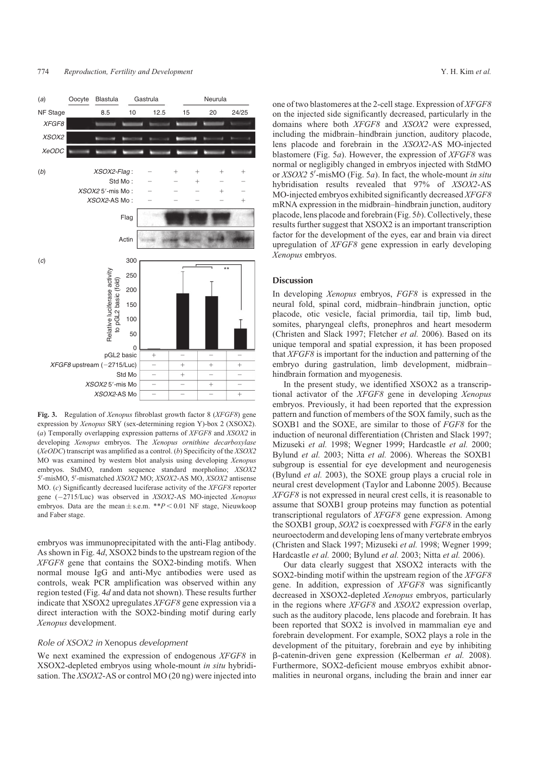**Fig. 3.** Regulation of *Xenopus* fibroblast growth factor 8 (*XFGF8*) gene expression by *Xenopus* SRY (sex-determining region Y)-box 2 (XSOX2). (*a*) Temporally overlapping expression patterns of *XFGF8* and *XSOX2* in developing *Xenopus* embryos. The *Xenopus ornithine decarboxylase* (*XeODC*) transcript was amplified as a control. (*b*) Specificity of the *XSOX2* MO was examined by western blot analysis using developing *Xenopus* embryos. StdMO, random sequence standard morpholino; *XSOX2* 5′-misMO, 5′-mismatched *XSOX2* MO; *XSOX2*-AS MO, *XSOX2* antisense MO. (*c*) Significantly decreased luciferase activity of the *XFGF8* reporter gene (−2715/Luc) was observed in *XSOX2*-AS MO-injected *Xenopus* embryos. Data are the mean ± s.e.m. $^{**}P < 0.01$ NF stage, Nieuwkoop and Faber stage.

embryos was immunoprecipitated with the anti-Flag antibody. As shown in Fig. 4*d*, XSOX2 binds to the upstream region of the *XFGF8* gene that contains the SOX2-binding motifs. When normal mouse IgG and anti-Myc antibodies were used as controls, weak PCR amplification was observed within any region tested (Fig. 4*d* and data not shown). These results further indicate that XSOX2 upregulates *XFGF8* gene expression via a direct interaction with the SOX2-binding motif during early *Xenopus* development.

### *Role of XSOX2 in* Xenopus *development*

We next examined the expression of endogenous *XFGF8* in XSOX2-depleted embryos using whole-mount *in situ* hybridisation. The *XSOX2*-AS or control MO (20 ng) were injected into one of two blastomeres at the 2-cell stage. Expression of *XFGF8* on the injected side significantly decreased, particularly in the domains where both *XFGF8* and *XSOX2* were expressed, including the midbrain–hindbrain junction, auditory placode, lens placode and forebrain in the *XSOX2*-AS MO-injected blastomere (Fig. 5*a*). However, the expression of *XFGF8* was normal or negligibly changed in embryos injected with StdMO or *XSOX2* 5′-misMO (Fig. 5*a*). In fact, the whole-mount *in situ* hybridisation results revealed that 97% of *XSOX2*-AS MO-injected embryos exhibited significantly decreased *XFGF8* mRNA expression in the midbrain–hindbrain junction, auditory placode, lens placode and forebrain (Fig. 5*b*). Collectively, these results further suggest that XSOX2 is an important transcription factor for the development of the eyes, ear and brain via direct upregulation of *XFGF8* gene expression in early developing *Xenopus* embryos.

## Discussion

In developing *Xenopus* embryos, *FGF8* is expressed in the neural fold, spinal cord, midbrain–hindbrain junction, optic placode, otic vesicle, facial primordia, tail tip, limb bud, somites, pharyngeal clefts, pronephros and heart mesoderm (Christen and Slack 1997; Fletcher *et al.* 2006). Based on its unique temporal and spatial expression, it has been proposed that *XFGF8* is important for the induction and patterning of the embryo during gastrulation, limb development, midbrain–hindbrain formation and myogenesis.

In the present study, we identified XSOX2 as a transcriptional activator of the *XFGF8* gene in developing *Xenopus* embryos. Previously, it had been reported that the expression pattern and function of members of the SOX family, such as the SOXB1 and the SOXE, are similar to those of *FGF8* for the induction of neuronal differentiation (Christen and Slack 1997; Mizuseki *et al.* 1998; Wegner 1999; Hardcastle *et al.* 2000; Bylund *et al.* 2003; Nitta *et al.* 2006). Whereas the SOXB1 subgroup is essential for eye development and neurogenesis (Bylund *et al.* 2003), the SOXE group plays a crucial role in neural crest development (Taylor and Labonne 2005). Because *XFGF8* is not expressed in neural crest cells, it is reasonable to assume that SOXB1 group proteins may function as potential transcriptional regulators of *XFGF8* gene expression. Among the SOXB1 group, *SOX2* is coexpressed with *FGF8* in the early neuroectoderm and developing lens of many vertebrate embryos (Christen and Slack 1997; Mizuseki *et al.* 1998; Wegner 1999; Hardcastle *et al.* 2000; Bylund *et al.* 2003; Nitta *et al.* 2006).

Our data clearly suggest that XSOX2 interacts with the SOX2-binding motif within the upstream region of the *XFGF8* gene. In addition, expression of *XFGF8* was significantly decreased in XSOX2-depleted *Xenopus* embryos, particularly in the regions where *XFGF8* and *XSOX2* expression overlap, such as the auditory placode, lens placode and forebrain. It has been reported that SOX2 is involved in mammalian eye and forebrain development. For example, SOX2 plays a role in the development of the pituitary, forebrain and eye by inhibiting β-catenin-driven gene expression (Kelberman *et al.* 2008). Furthermore, SOX2-deficient mouse embryos exhibit abnormalities in neuronal organs, including the brain and inner ear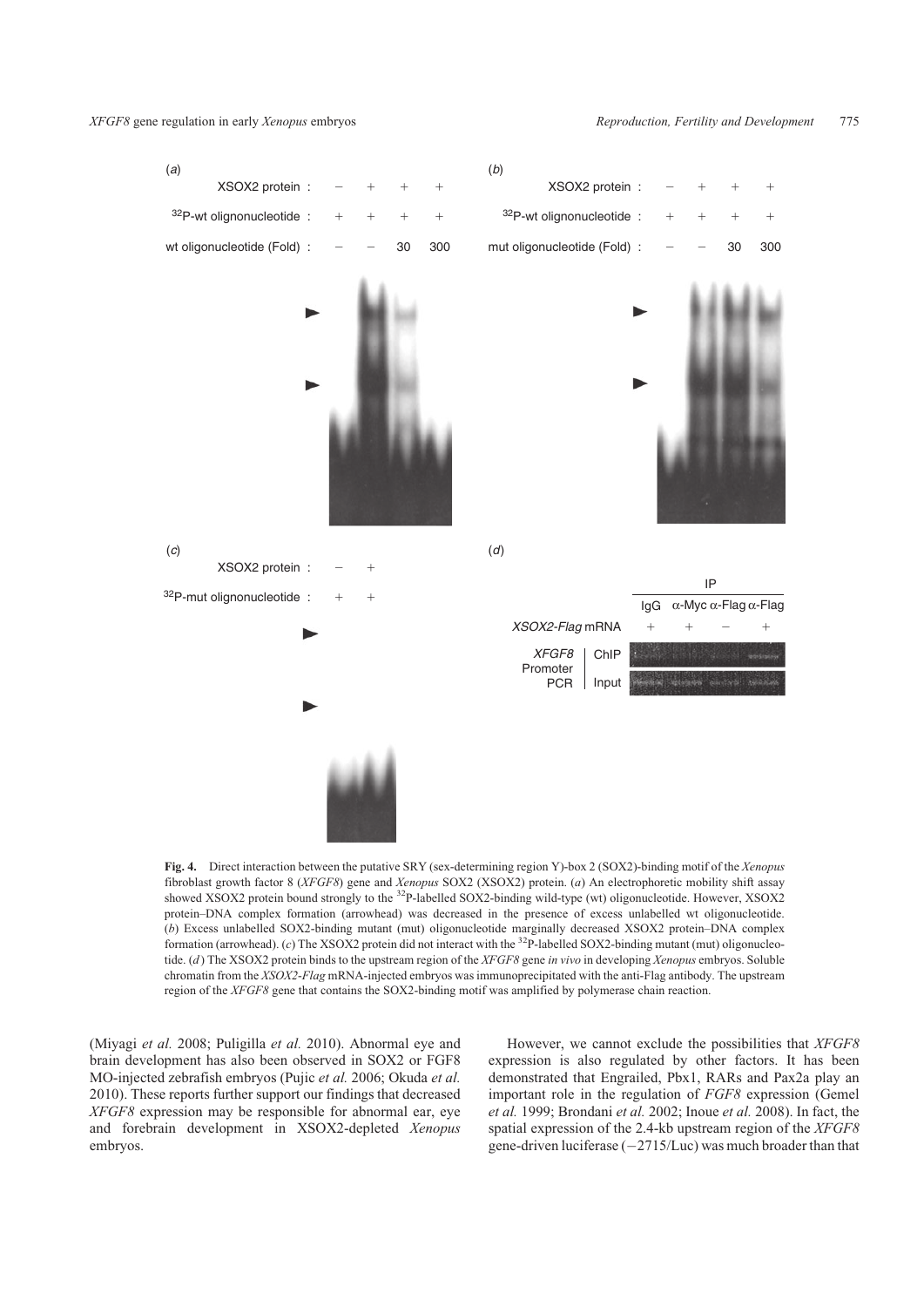**Fig. 4.** Direct interaction between the putative SRY (sex-determining region Y)-box 2 (SOX2)-binding motif of the *Xenopus* fibroblast growth factor 8 (*XFGF8*) gene and *Xenopus* SOX2 (XSOX2) protein. (*a*) An electrophoretic mobility shift assay showed XSOX2 protein bound strongly to the $^{32}$P-labelled SOX2-binding wild-type (wt) oligonucleotide. However, XSOX2 protein–DNA complex formation (arrowhead) was decreased in the presence of excess unlabelled wt oligonucleotide. (*b*) Excess unlabelled SOX2-binding mutant (mut) oligonucleotide marginally decreased XSOX2 protein–DNA complex formation (arrowhead). (*c*) The XSOX2 protein did not interact with the $^{32}$P-labelled SOX2-binding mutant (mut) oligonucleotide. (*d*) The XSOX2 protein binds to the upstream region of the *XFGF8* gene *in vivo* in developing *Xenopus* embryos. Soluble chromatin from the *XSOX2-Flag* mRNA-injected embryos was immunoprecipitated with the anti-Flag antibody. The upstream region of the *XFGF8* gene that contains the SOX2-binding motif was amplified by polymerase chain reaction.

(Miyagi *et al.* 2008; Puligilla *et al.* 2010). Abnormal eye and brain development has also been observed in SOX2 or FGF8 MO-injected zebrafish embryos (Pujic *et al.* 2006; Okuda *et al.* 2010). These reports further support our findings that decreased *XFGF8* expression may be responsible for abnormal ear, eye and forebrain development in XSOX2-depleted *Xenopus* embryos.

However, we cannot exclude the possibilities that *XFGF8* expression is also regulated by other factors. It has been demonstrated that Engrailed, Pbx1, RARs and Pax2a play an important role in the regulation of *FGF8* expression (Gemel *et al.* 1999; Brondani *et al.* 2002; Inoue *et al.* 2008). In fact, the spatial expression of the 2.4-kb upstream region of the *XFGF8* gene-driven luciferase (−2715/Luc) was much broader than that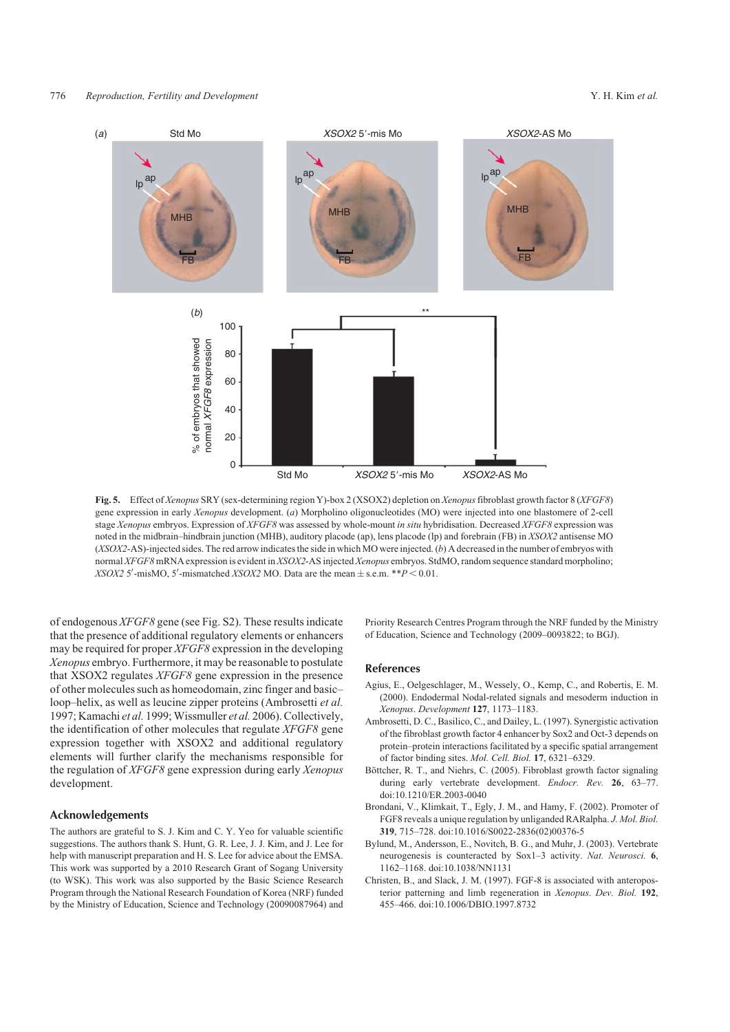**Fig. 5.** Effect of *Xenopus* SRY (sex-determining region Y)-box 2 (XSOX2) depletion on *Xenopus* fibroblast growth factor 8 (*XFGF8*) gene expression in early *Xenopus* development. (*a*) Morpholino oligonucleotides (MO) were injected into one blastomere of 2-cell stage *Xenopus* embryos. Expression of *XFGF8* was assessed by whole-mount *in situ* hybridisation. Decreased *XFGF8* expression was noted in the midbrain–hindbrain junction (MHB), auditory placode (ap), lens placode (lp) and forebrain (FB) in *XSOX2* antisense MO (*XSOX2*-AS)-injected sides. The red arrow indicates the side in which MO were injected. (*b*) A decreased in the number of embryos with normal *XFGF8* mRNA expression is evident in *XSOX2*-AS injected *Xenopus* embryos. StdMO, random sequence standard morpholino; *XSOX2* 5′-misMO, 5′-mismatched *XSOX2* MO. Data are the mean ± s.e.m. $^{**}P < 0.01$.

of endogenous *XFGF8* gene (see Fig. S2). These results indicate that the presence of additional regulatory elements or enhancers may be required for proper *XFGF8* expression in the developing *Xenopus* embryo. Furthermore, it may be reasonable to postulate that XSOX2 regulates *XFGF8* gene expression in the presence of other molecules such as homeodomain, zinc finger and basic–loop–helix, as well as leucine zipper proteins (Ambrosetti *et al.* 1997; Kamachi *et al.* 1999; Wissmuller *et al.* 2006). Collectively, the identification of other molecules that regulate *XFGF8* gene expression together with XSOX2 and additional regulatory elements will further clarify the mechanisms responsible for the regulation of *XFGF8* gene expression during early *Xenopus* development.

## Acknowledgements

The authors are grateful to S. J. Kim and C. Y. Yeo for valuable scientific suggestions. The authors thank S. Hunt, G. R. Lee, J. J. Kim, and J. Lee for help with manuscript preparation and H. S. Lee for advice about the EMSA. This work was supported by a 2010 Research Grant of Sogang University (to WSK). This work was also supported by the Basic Science Research Program through the National Research Foundation of Korea (NRF) funded by the Ministry of Education, Science and Technology (20090087964) and Priority Research Centres Program through the NRF funded by the Ministry of Education, Science and Technology (2009–0093822; to BGJ).

## References

Agius, E., Oelgeschlager, M., Wessely, O., Kemp, C., and Robertis, E. M. (2000). Endodermal Nodal-related signals and mesoderm induction in *Xenopus*. *Development* **127**, 1173–1183.

Ambrosetti, D. C., Basilico, C., and Dailey, L. (1997). Synergistic activation of the fibroblast growth factor 4 enhancer by Sox2 and Oct-3 depends on protein–protein interactions facilitated by a specific spatial arrangement of factor binding sites. *Mol. Cell. Biol.* **17**, 6321–6329.

Böttcher, R. T., and Niehrs, C. (2005). Fibroblast growth factor signaling during early vertebrate development. *Endocr. Rev.* **26**, 63–77. doi:10.1210/ER.2003-0040

Brondani, V., Klimkait, T., Egly, J. M., and Hamy, F. (2002). Promoter of FGF8 reveals a unique regulation by unliganded RARalpha. *J. Mol. Biol.* **319**, 715–728. doi:10.1016/S0022-2836(02)00376-5

Bylund, M., Andersson, E., Novitch, B. G., and Muhr, J. (2003). Vertebrate neurogenesis is counteracted by Sox1–3 activity. *Nat. Neurosci.* **6**, 1162–1168. doi:10.1038/NN1131

Christen, B., and Slack, J. M. (1997). FGF-8 is associated with anteroposterior patterning and limb regeneration in *Xenopus*. *Dev. Biol.* **192**, 455–466. doi:10.1006/DBIO.1997.8732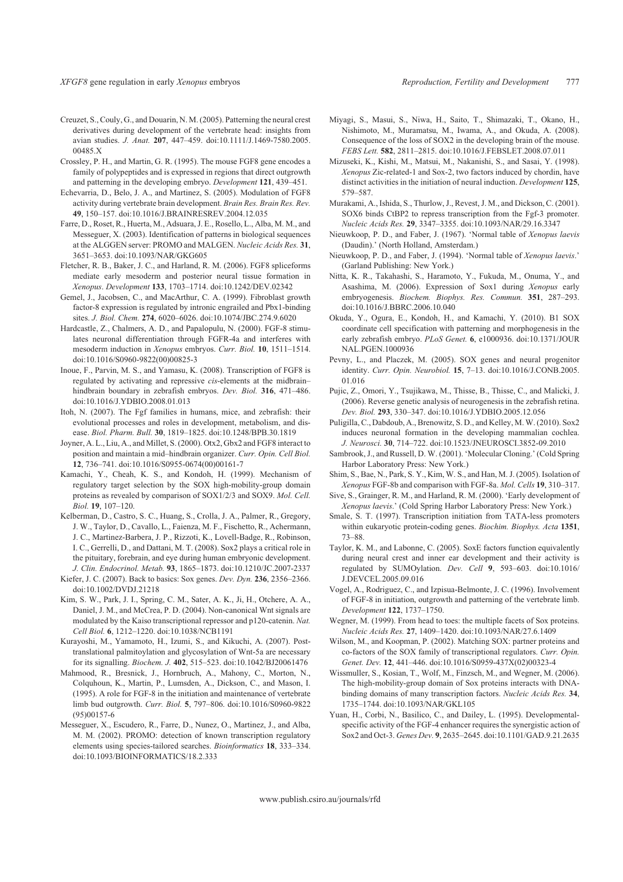Creuzet, S., Couly, G., and Douarin, N. M. (2005). Patterning the neural crest derivatives during development of the vertebrate head: insights from avian studies. *J. Anat.* **207**, 447–459. doi:10.1111/J.1469-7580.2005.00485.X

Crossley, P. H., and Martin, G. R. (1995). The mouse FGF8 gene encodes a family of polypeptides and is expressed in regions that direct outgrowth and patterning in the developing embryo. *Development* **121**, 439–451.

Echevarria, D., Belo, J. A., and Martinez, S. (2005). Modulation of FGF8 activity during vertebrate brain development. *Brain Res. Brain Res. Rev.* **49**, 150–157. doi:10.1016/J.BRAINRESREV.2004.12.035

Farre, D., Roset, R., Huerta, M., Adsuara, J. E., Rosello, L., Alba, M. M., and Messeguer, X. (2003). Identification of patterns in biological sequences at the ALGGEN server: PROMO and MALGEN. *Nucleic Acids Res.* **31**, 3651–3653. doi:10.1093/NAR/GKG605

Fletcher, R. B., Baker, J. C., and Harland, R. M. (2006). FGF8 spliceforms mediate early mesoderm and posterior neural tissue formation in *Xenopus*. *Development* **133**, 1703–1714. doi:10.1242/DEV.02342

Gemel, J., Jacobsen, C., and MacArthur, C. A. (1999). Fibroblast growth factor-8 expression is regulated by intronic engrailed and Pbx1-binding sites. *J. Biol. Chem.* **274**, 6020–6026. doi:10.1074/JBC.274.9.6020

Hardcastle, Z., Chalmers, A. D., and Papalopulu, N. (2000). FGF-8 stimulates neuronal differentiation through FGFR-4a and interferes with mesoderm induction in *Xenopus* embryos. *Curr. Biol.* **10**, 1511–1514. doi:10.1016/S0960-9822(00)00825-3

Inoue, F., Parvin, M. S., and Yamasu, K. (2008). Transcription of FGF8 is regulated by activating and repressive *cis*-elements at the midbrain–hindbrain boundary in zebrafish embryos. *Dev. Biol.* **316**, 471–486. doi:10.1016/J.YDBIO.2008.01.013

Itoh, N. (2007). The Fgf families in humans, mice, and zebrafish: their evolutional processes and roles in development, metabolism, and disease. *Biol. Pharm. Bull.* **30**, 1819–1825. doi:10.1248/BPB.30.1819

Joyner, A. L., Liu, A., and Millet, S. (2000). Otx2, Gbx2 and FGF8 interact to position and maintain a mid–hindbrain organizer. *Curr. Opin. Cell Biol.* **12**, 736–741. doi:10.1016/S0955-0674(00)00161-7

Kamachi, Y., Cheah, K. S., and Kondoh, H. (1999). Mechanism of regulatory target selection by the SOX high-mobility-group domain proteins as revealed by comparison of SOX1/2/3 and SOX9. *Mol. Cell. Biol.* **19**, 107–120.

Kelberman, D., Castro, S. C., Huang, S., Crolla, J. A., Palmer, R., Gregory, J. W., Taylor, D., Cavallo, L., Faienza, M. F., Fischetto, R., Achermann, J. C., Martinez-Barbera, J. P., Rizzoti, K., Lovell-Badge, R., Robinson, I. C., Gerrelli, D., and Dattani, M. T. (2008). Sox2 plays a critical role in the pituitary, forebrain, and eye during human embryonic development. *J. Clin. Endocrinol. Metab.* **93**, 1865–1873. doi:10.1210/JC.2007-2337

Kiefer, J. C. (2007). Back to basics: Sox genes. *Dev. Dyn.* **236**, 2356–2366. doi:10.1002/DVDJ.21218

Kim, S. W., Park, J. I., Spring, C. M., Sater, A. K., Ji, H., Otchere, A. A., Daniel, J. M., and McCrea, P. D. (2004). Non-canonical Wnt signals are modulated by the Kaiso transcriptional repressor and p120-catenin. *Nat. Cell Biol.* **6**, 1212–1220. doi:10.1038/NCB1191

Kurayoshi, M., Yamamoto, H., Izumi, S., and Kikuchi, A. (2007). Post-translational palmitoylation and glycosylation of Wnt-5a are necessary for its signalling. *Biochem. J.* **402**, 515–523. doi:10.1042/BJ20061476

Mahmood, R., Bresnick, J., Hornbruch, A., Mahony, C., Morton, N., Colquhoun, K., Martin, P., Lumsden, A., Dickson, C., and Mason, I. (1995). A role for FGF-8 in the initiation and maintenance of vertebrate limb bud outgrowth. *Curr. Biol.* **5**, 797–806. doi:10.1016/S0960-9822(95)00157-6

Messeguer, X., Escudero, R., Farre, D., Nunez, O., Martinez, J., and Alba, M. M. (2002). PROMO: detection of known transcription regulatory elements using species-tailored searches. *Bioinformatics* **18**, 333–334. doi:10.1093/BIOINFORMATICS/18.2.333

Miyagi, S., Masui, S., Niwa, H., Saito, T., Shimazaki, T., Okano, H., Nishimoto, M., Muramatsu, M., Iwama, A., and Okuda, A. (2008). Consequence of the loss of SOX2 in the developing brain of the mouse. *FEBS Lett.* **582**, 2811–2815. doi:10.1016/J.FEBSLET.2008.07.011

Mizuseki, K., Kishi, M., Matsui, M., Nakanishi, S., and Sasai, Y. (1998). *Xenopus* Zic-related-1 and Sox-2, two factors induced by chordin, have distinct activities in the initiation of neural induction. *Development* **125**, 579–587.

Murakami, A., Ishida, S., Thurlow, J., Revest, J. M., and Dickson, C. (2001). SOX6 binds CtBP2 to repress transcription from the Fgf-3 promoter. *Nucleic Acids Res.* **29**, 3347–3355. doi:10.1093/NAR/29.16.3347

Nieuwkoop, P. D., and Faber, J. (1967). 'Normal table of *Xenopus laevis* (Daudin).' (North Holland, Amsterdam.)

Nieuwkoop, P. D., and Faber, J. (1994). 'Normal table of *Xenopus laevis*.' (Garland Publishing: New York.)

Nitta, K. R., Takahashi, S., Haramoto, Y., Fukuda, M., Onuma, Y., and Asashima, M. (2006). Expression of Sox1 during *Xenopus* early embryogenesis. *Biochem. Biophys. Res. Commun.* **351**, 287–293. doi:10.1016/J.BBRC.2006.10.040

Okuda, Y., Ogura, E., Kondoh, H., and Kamachi, Y. (2010). B1 SOX coordinate cell specification with patterning and morphogenesis in the early zebrafish embryo. *PLoS Genet.* **6**, e1000936. doi:10.1371/JOURNAL.PGEN.1000936

Pevny, L., and Placzek, M. (2005). SOX genes and neural progenitor identity. *Curr. Opin. Neurobiol.* **15**, 7–13. doi:10.1016/J.CONB.2005.01.016

Pujic, Z., Omori, Y., Tsujikawa, M., Thisse, B., Thisse, C., and Malicki, J. (2006). Reverse genetic analysis of neurogenesis in the zebrafish retina. *Dev. Biol.* **293**, 330–347. doi:10.1016/J.YDBIO.2005.12.056

Puligilla, C., Dabdoub, A., Brenowitz, S. D., and Kelley, M. W. (2010). Sox2 induces neuronal formation in the developing mammalian cochlea. *J. Neurosci.* **30**, 714–722. doi:10.1523/JNEUROSCI.3852-09.2010

Sambrook, J., and Russell, D. W. (2001). 'Molecular Cloning.' (Cold Spring Harbor Laboratory Press: New York.)

Shim, S., Bae, N., Park, S. Y., Kim, W. S., and Han, M. J. (2005). Isolation of *Xenopus* FGF-8b and comparison with FGF-8a. *Mol. Cells* **19**, 310–317.

Sive, S., Grainger, R. M., and Harland, R. M. (2000). 'Early development of *Xenopus laevis*.' (Cold Spring Harbor Laboratory Press: New York.)

Smale, S. T. (1997). Transcription initiation from TATA-less promoters within eukaryotic protein-coding genes. *Biochim. Biophys. Acta* **1351**, 73–88.

Taylor, K. M., and Labonne, C. (2005). SoxE factors function equivalently during neural crest and inner ear development and their activity is regulated by SUMOylation. *Dev. Cell* **9**, 593–603. doi:10.1016/J.DEVCEL.2005.09.016

Vogel, A., Rodriguez, C., and Izpisua-Belmonte, J. C. (1996). Involvement of FGF-8 in initiation, outgrowth and patterning of the vertebrate limb. *Development* **122**, 1737–1750.

Wegner, M. (1999). From head to toes: the multiple facets of Sox proteins. *Nucleic Acids Res.* **27**, 1409–1420. doi:10.1093/NAR/27.6.1409

Wilson, M., and Koopman, P. (2002). Matching SOX: partner proteins and co-factors of the SOX family of transcriptional regulators. *Curr. Opin. Genet. Dev.* **12**, 441–446. doi:10.1016/S0959-437X(02)00323-4

Wissmuller, S., Kosian, T., Wolf, M., Finzsch, M., and Wegner, M. (2006). The high-mobility-group domain of Sox proteins interacts with DNA-binding domains of many transcription factors. *Nucleic Acids Res.* **34**, 1735–1744. doi:10.1093/NAR/GKL105

Yuan, H., Corbi, N., Basilico, C., and Dailey, L. (1995). Developmental-specific activity of the FGF-4 enhancer requires the synergistic action of Sox2 and Oct-3. *Genes Dev.* **9**, 2635–2645. doi:10.1101/GAD.9.21.2635